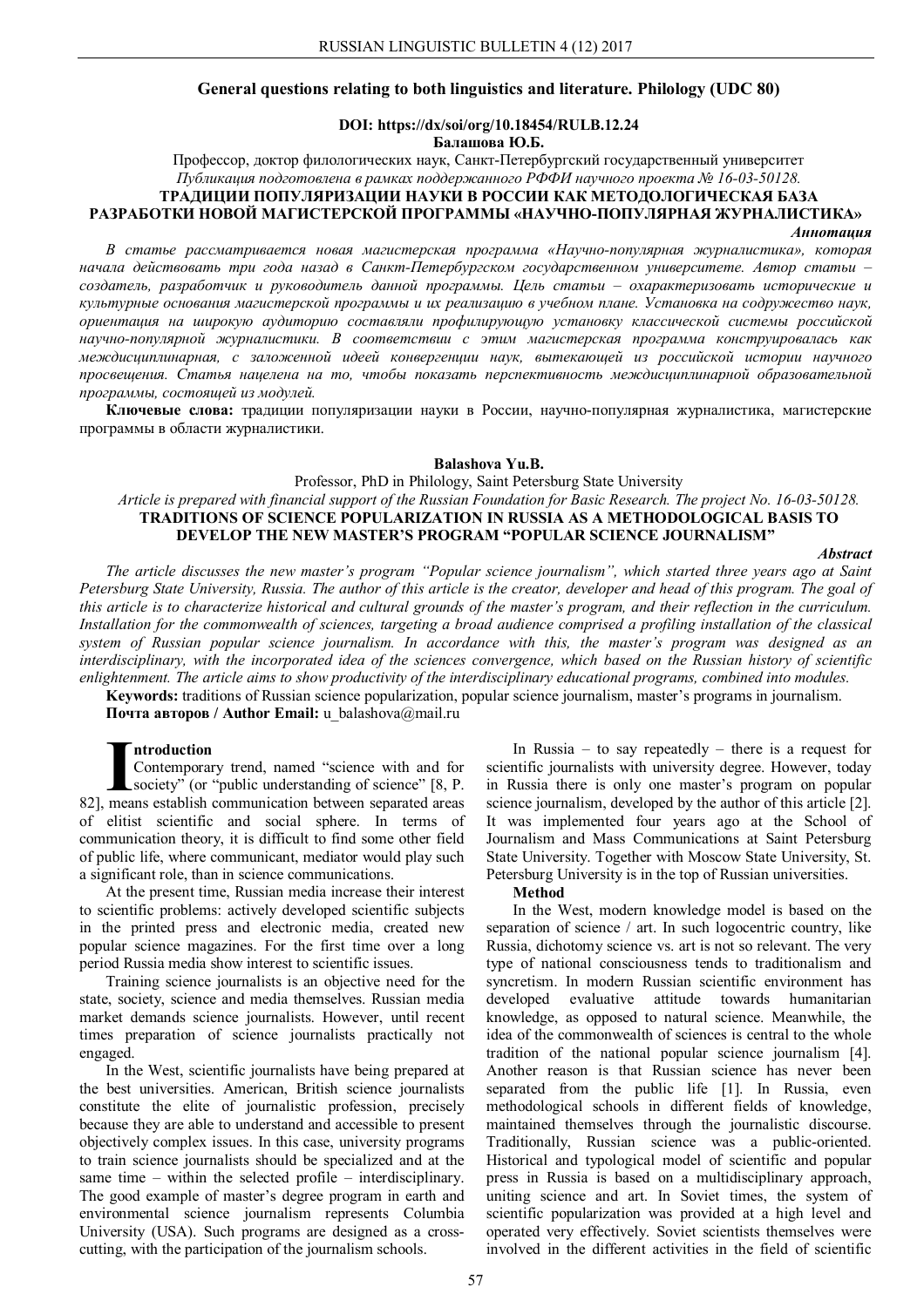## General questions relating to both linguistics and literature. Philology (UDC 80)

**DOI: https://dx/soi/org/10.18454/RULB.12.24**

**Балашова Ю.Б.**

Профессор, доктор филологических наук, Санкт-Петербургский государственный университет

*Публикация подготовлена в рамках поддержанного РФФИ научного проекта № 16-03-50128.*

**ТРАДИЦИИ ПОПУЛЯРИЗАЦИИ НАУКИ В РОССИИ КАК МЕТОДОЛОГИЧЕСКАЯ БАЗА РАЗРАБОТКИ НОВОЙ МАГИСТЕРСКОЙ ПРОГРАММЫ «НАУЧНО-ПОПУЛЯРНАЯ ЖУРНАЛИСТИКА»**

***Аннотация***

*В статье рассматривается новая магистерская программа «Научно-популярная журналистика», которая начала действовать три года назад в Санкт-Петербургском государственном университете. Автор статьи – создатель, разработчик и руководитель данной программы. Цель статьи – охарактеризовать исторические и культурные основания магистерской программы и их реализацию в учебном плане. Установка на содружество наук, ориентация на широкую аудиторию составляли профилирующую установку классической системы российской научно-популярной журналистики. В соответствии с этим магистерская программа конструировалась как междисциплинарная, с заложенной идеей конвергенции наук, вытекающей из российской истории научного просвещения. Статья нацелена на то, чтобы показать перспективность междисциплинарной образовательной программы, состоящей из модулей.*

**Ключевые слова:** традиции популяризации науки в России, научно-популярная журналистика, магистерские программы в области журналистики.

**Balashova Yu.B.**

Professor, PhD in Philology, Saint Petersburg State University

*Article is prepared with financial support of the Russian Foundation for Basic Research. The project No. 16-03-50128.*

**TRADITIONS OF SCIENCE POPULARIZATION IN RUSSIA AS A METHODOLOGICAL BASIS TO DEVELOP THE NEW MASTER'S PROGRAM "POPULAR SCIENCE JOURNALISM"**

***Abstract***

*The article discusses the new master's program "Popular science journalism", which started three years ago at Saint Petersburg State University, Russia. The author of this article is the creator, developer and head of this program. The goal of this article is to characterize historical and cultural grounds of the master's program, and their reflection in the curriculum. Installation for the commonwealth of sciences, targeting a broad audience comprised a profiling installation of the classical system of Russian popular science journalism. In accordance with this, the master's program was designed as an interdisciplinary, with the incorporated idea of the sciences convergence, which based on the Russian history of scientific enlightenment. The article aims to show productivity of the interdisciplinary educational programs, combined into modules.*

**Keywords:** traditions of Russian science popularization, popular science journalism, master's programs in journalism.

**Почта авторов / Author Email:** u_balashova@mail.ru

**Introduction**

Contemporary trend, named "science with and for society" (or "public understanding of science" [8, P. 82], means establish communication between separated areas of elitist scientific and social sphere. In terms of communication theory, it is difficult to find some other field of public life, where communicant, mediator would play such a significant role, than in science communications.

At the present time, Russian media increase their interest to scientific problems: actively developed scientific subjects in the printed press and electronic media, created new popular science magazines. For the first time over a long period Russia media show interest to scientific issues.

Training science journalists is an objective need for the state, society, science and media themselves. Russian media market demands science journalists. However, until recent times preparation of science journalists practically not engaged.

In the West, scientific journalists have being prepared at the best universities. American, British science journalists constitute the elite of journalistic profession, precisely because they are able to understand and accessible to present objectively complex issues. In this case, university programs to train science journalists should be specialized and at the same time – within the selected profile – interdisciplinary. The good example of master's degree program in earth and environmental science journalism represents Columbia University (USA). Such programs are designed as a cross-cutting, with the participation of the journalism schools.

In Russia – to say repeatedly – there is a request for scientific journalists with university degree. However, today in Russia there is only one master's program on popular science journalism, developed by the author of this article [2]. It was implemented four years ago at the School of Journalism and Mass Communications at Saint Petersburg State University. Together with Moscow State University, St. Petersburg University is in the top of Russian universities.

**Method**

In the West, modern knowledge model is based on the separation of science / art. In such logocentric country, like Russia, dichotomy science vs. art is not so relevant. The very type of national consciousness tends to traditionalism and syncretism. In modern Russian scientific environment has developed evaluative attitude towards humanitarian knowledge, as opposed to natural science. Meanwhile, the idea of the commonwealth of sciences is central to the whole tradition of the national popular science journalism [4]. Another reason is that Russian science has never been separated from the public life [1]. In Russia, even methodological schools in different fields of knowledge, maintained themselves through the journalistic discourse. Traditionally, Russian science was a public-oriented. Historical and typological model of scientific and popular press in Russia is based on a multidisciplinary approach, uniting science and art. In Soviet times, the system of scientific popularization was provided at a high level and operated very effectively. Soviet scientists themselves were involved in the different activities in the field of scientific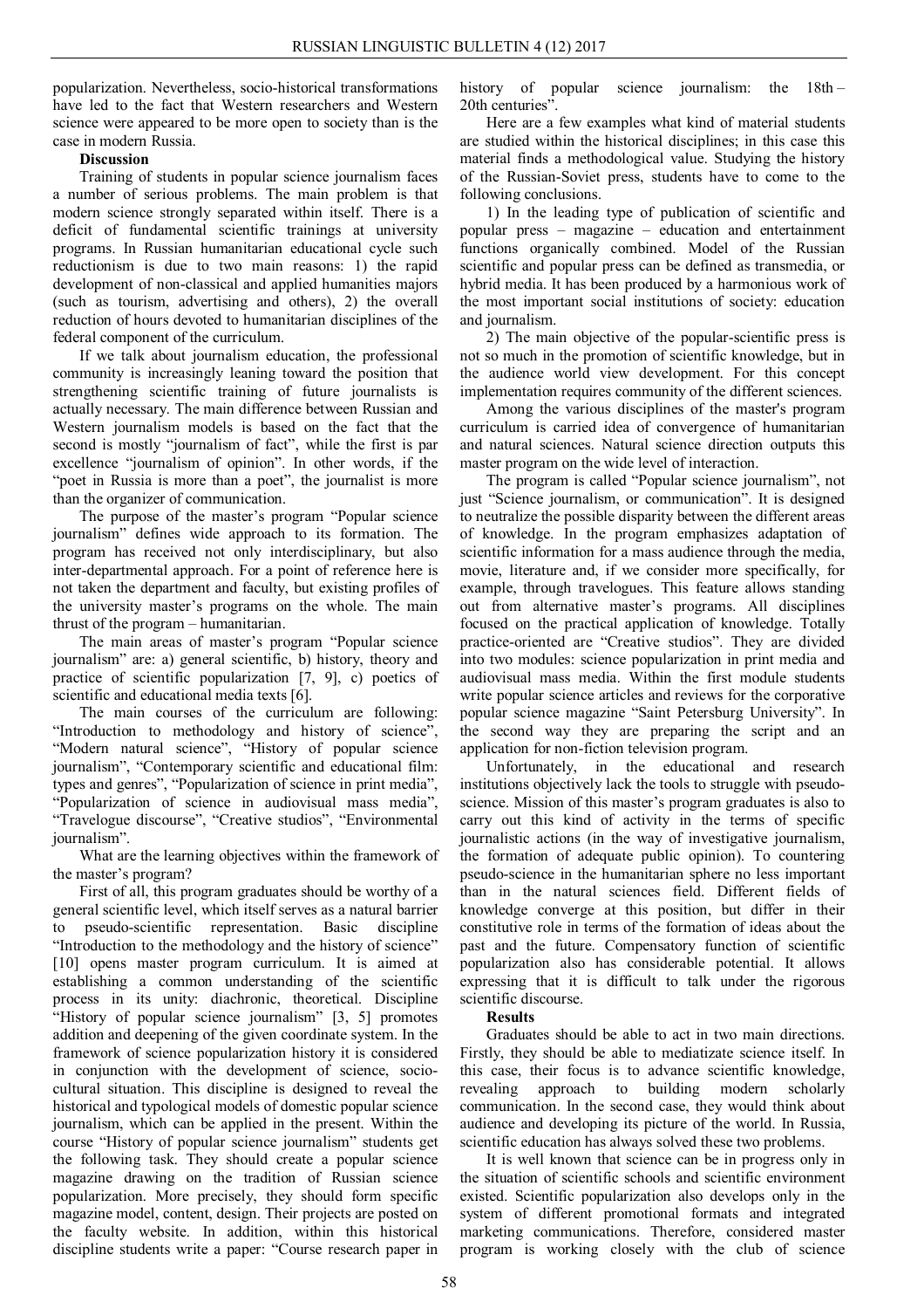popularization. Nevertheless, socio-historical transformations have led to the fact that Western researchers and Western science were appeared to be more open to society than is the case in modern Russia.

**Discussion**

Training of students in popular science journalism faces a number of serious problems. The main problem is that modern science strongly separated within itself. There is a deficit of fundamental scientific trainings at university programs. In Russian humanitarian educational cycle such reductionism is due to two main reasons: 1) the rapid development of non-classical and applied humanities majors (such as tourism, advertising and others), 2) the overall reduction of hours devoted to humanitarian disciplines of the federal component of the curriculum.

If we talk about journalism education, the professional community is increasingly leaning toward the position that strengthening scientific training of future journalists is actually necessary. The main difference between Russian and Western journalism models is based on the fact that the second is mostly "journalism of fact", while the first is par excellence "journalism of opinion". In other words, if the "poet in Russia is more than a poet", the journalist is more than the organizer of communication.

The purpose of the master's program "Popular science journalism" defines wide approach to its formation. The program has received not only interdisciplinary, but also inter-departmental approach. For a point of reference here is not taken the department and faculty, but existing profiles of the university master's programs on the whole. The main thrust of the program – humanitarian.

The main areas of master's program "Popular science journalism" are: a) general scientific, b) history, theory and practice of scientific popularization [7, 9], c) poetics of scientific and educational media texts [6].

The main courses of the curriculum are following: "Introduction to methodology and history of science", "Modern natural science", "History of popular science journalism", "Contemporary scientific and educational film: types and genres", "Popularization of science in print media", "Popularization of science in audiovisual mass media", "Travelogue discourse", "Creative studios", "Environmental journalism".

What are the learning objectives within the framework of the master's program?

First of all, this program graduates should be worthy of a general scientific level, which itself serves as a natural barrier to pseudo-scientific representation. Basic discipline "Introduction to the methodology and the history of science" [10] opens master program curriculum. It is aimed at establishing a common understanding of the scientific process in its unity: diachronic, theoretical. Discipline "History of popular science journalism" [3, 5] promotes addition and deepening of the given coordinate system. In the framework of science popularization history it is considered in conjunction with the development of science, socio-cultural situation. This discipline is designed to reveal the historical and typological models of domestic popular science journalism, which can be applied in the present. Within the course "History of popular science journalism" students get the following task. They should create a popular science magazine drawing on the tradition of Russian science popularization. More precisely, they should form specific magazine model, content, design. Their projects are posted on the faculty website. In addition, within this historical discipline students write a paper: "Course research paper in history of popular science journalism: the 18th – 20th centuries".

Here are a few examples what kind of material students are studied within the historical disciplines; in this case this material finds a methodological value. Studying the history of the Russian-Soviet press, students have to come to the following conclusions.

1) In the leading type of publication of scientific and popular press – magazine – education and entertainment functions organically combined. Model of the Russian scientific and popular press can be defined as transmedia, or hybrid media. It has been produced by a harmonious work of the most important social institutions of society: education and journalism.

2) The main objective of the popular-scientific press is not so much in the promotion of scientific knowledge, but in the audience world view development. For this concept implementation requires community of the different sciences.

Among the various disciplines of the master's program curriculum is carried idea of convergence of humanitarian and natural sciences. Natural science direction outputs this master program on the wide level of interaction.

The program is called "Popular science journalism", not just "Science journalism, or communication". It is designed to neutralize the possible disparity between the different areas of knowledge. In the program emphasizes adaptation of scientific information for a mass audience through the media, movie, literature and, if we consider more specifically, for example, through travelogues. This feature allows standing out from alternative master's programs. All disciplines focused on the practical application of knowledge. Totally practice-oriented are "Creative studios". They are divided into two modules: science popularization in print media and audiovisual mass media. Within the first module students write popular science articles and reviews for the corporative popular science magazine "Saint Petersburg University". In the second way they are preparing the script and an application for non-fiction television program.

Unfortunately, in the educational and research institutions objectively lack the tools to struggle with pseudo-science. Mission of this master's program graduates is also to carry out this kind of activity in the terms of specific journalistic actions (in the way of investigative journalism, the formation of adequate public opinion). To countering pseudo-science in the humanitarian sphere no less important than in the natural sciences field. Different fields of knowledge converge at this position, but differ in their constitutive role in terms of the formation of ideas about the past and the future. Compensatory function of scientific popularization also has considerable potential. It allows expressing that it is difficult to talk under the rigorous scientific discourse.

**Results**

Graduates should be able to act in two main directions. Firstly, they should be able to mediatizate science itself. In this case, their focus is to advance scientific knowledge, revealing approach to building modern scholarly communication. In the second case, they would think about audience and developing its picture of the world. In Russia, scientific education has always solved these two problems.

It is well known that science can be in progress only in the situation of scientific schools and scientific environment existed. Scientific popularization also develops only in the system of different promotional formats and integrated marketing communications. Therefore, considered master program is working closely with the club of science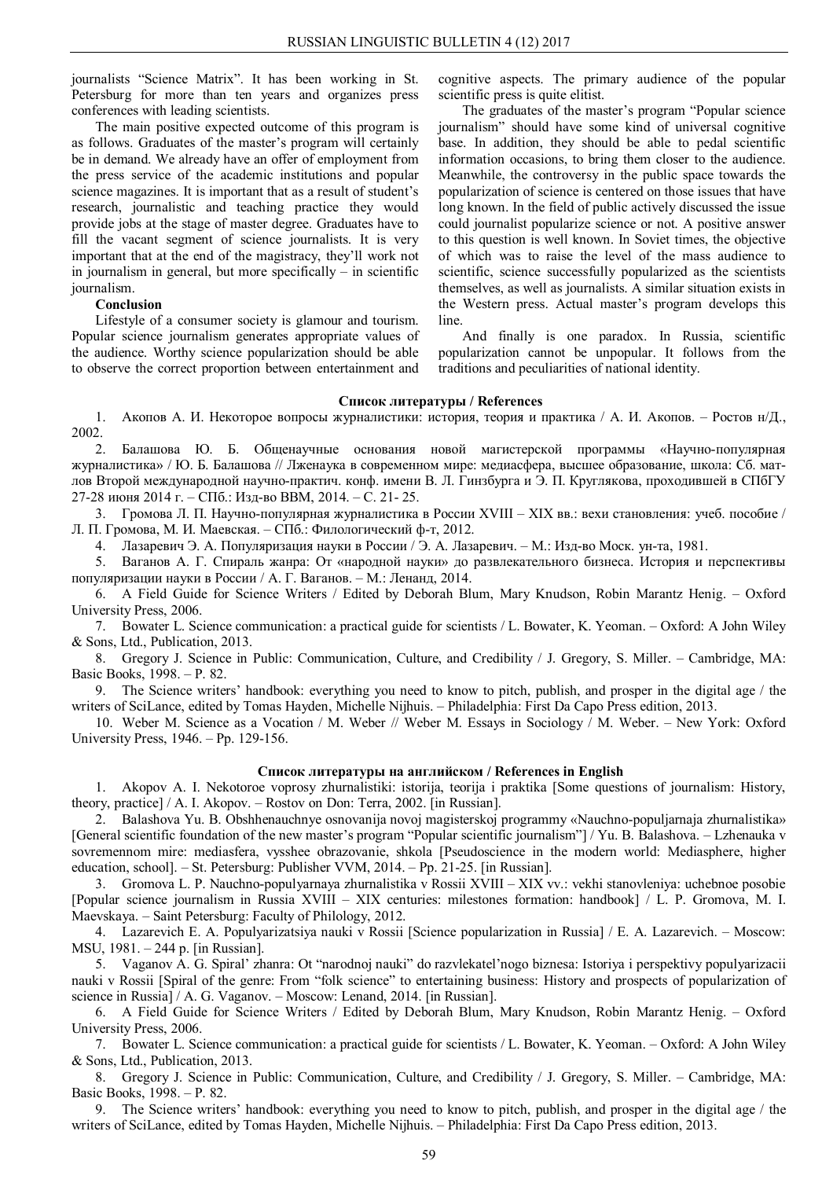journalists "Science Matrix". It has been working in St. Petersburg for more than ten years and organizes press conferences with leading scientists.

The main positive expected outcome of this program is as follows. Graduates of the master's program will certainly be in demand. We already have an offer of employment from the press service of the academic institutions and popular science magazines. It is important that as a result of student's research, journalistic and teaching practice they would provide jobs at the stage of master degree. Graduates have to fill the vacant segment of science journalists. It is very important that at the end of the magistracy, they'll work not in journalism in general, but more specifically – in scientific journalism.

**Conclusion**

Lifestyle of a consumer society is glamour and tourism. Popular science journalism generates appropriate values of the audience. Worthy science popularization should be able to observe the correct proportion between entertainment and cognitive aspects. The primary audience of the popular scientific press is quite elitist.

The graduates of the master's program "Popular science journalism" should have some kind of universal cognitive base. In addition, they should be able to pedal scientific information occasions, to bring them closer to the audience. Meanwhile, the controversy in the public space towards the popularization of science is centered on those issues that have long known. In the field of public actively discussed the issue could journalist popularize science or not. A positive answer to this question is well known. In Soviet times, the objective of which was to raise the level of the mass audience to scientific, science successfully popularized as the scientists themselves, as well as journalists. A similar situation exists in the Western press. Actual master's program develops this line.

And finally is one paradox. In Russia, scientific popularization cannot be unpopular. It follows from the traditions and peculiarities of national identity.

**Список литературы / References**

1. Акопов А. И. Некоторое вопросы журналистики: история, теория и практика / А. И. Акопов. – Ростов н/Д., 2002.
2. Балашова Ю. Б. Общенаучные основания новой магистерской программы «Научно-популярная журналистика» / Ю. Б. Балашова // Лженаука в современном мире: медиасфера, высшее образование, школа: Сб. мат-лов Второй международной научно-практич. конф. имени В. Л. Гинзбурга и Э. П. Круглякова, проходившей в СПбГУ 27-28 июня 2014 г. – СПб.: Изд-во ВВМ, 2014. – С. 21- 25.
3. Громова Л. П. Научно-популярная журналистика в России XVIII – XIX вв.: вехи становления: учеб. пособие / Л. П. Громова, М. И. Маевская. – СПб.: Филологический ф-т, 2012.
4. Лазаревич Э. А. Популяризация науки в России / Э. А. Лазаревич. – М.: Изд-во Моск. ун-та, 1981.
5. Ваганов А. Г. Спираль жанра: От «народной науки» до развлекательного бизнеса. История и перспективы популяризации науки в России / А. Г. Ваганов. – М.: Ленанд, 2014.
6. A Field Guide for Science Writers / Edited by Deborah Blum, Mary Knudson, Robin Marantz Henig. – Oxford University Press, 2006.
7. Bowater L. Science communication: a practical guide for scientists / L. Bowater, K. Yeoman. – Oxford: A John Wiley & Sons, Ltd., Publication, 2013.
8. Gregory J. Science in Public: Communication, Culture, and Credibility / J. Gregory, S. Miller. – Cambridge, MA: Basic Books, 1998. – P. 82.
9. The Science writers' handbook: everything you need to know to pitch, publish, and prosper in the digital age / the writers of SciLance, edited by Tomas Hayden, Michelle Nijhuis. – Philadelphia: First Da Capo Press edition, 2013.
10. Weber M. Science as a Vocation / M. Weber // Weber M. Essays in Sociology / M. Weber. – New York: Oxford University Press, 1946. – Pp. 129-156.

**Список литературы на английском / References in English**

1. Akopov A. I. Nekotoroe voprosy zhurnalistiki: istorija, teorija i praktika [Some questions of journalism: History, theory, practice] / A. I. Akopov. – Rostov on Don: Terra, 2002. [in Russian].
2. Balashova Yu. B. Obshhenauchnye osnovanija novoj magisterskoj programmy «Nauchno-populjarnaja zhurnalistika» [General scientific foundation of the new master's program "Popular scientific journalism"] / Yu. B. Balashova. – Lzhenauka v sovremennom mire: mediasfera, vysshee obrazovanie, shkola [Pseudoscience in the modern world: Mediasphere, higher education, school]. – St. Petersburg: Publisher VVM, 2014. – Pp. 21-25. [in Russian].
3. Gromova L. P. Nauchno-populyarnaya zhurnalistika v Rossii XVIII – XIX vv.: vekhi stanovleniya: uchebnoe posobie [Popular science journalism in Russia XVIII – XIX centuries: milestones formation: handbook] / L. P. Gromova, M. I. Maevskaya. – Saint Petersburg: Faculty of Philology, 2012.
4. Lazarevich E. A. Populyarizatsiya nauki v Rossii [Science popularization in Russia] / E. A. Lazarevich. – Moscow: MSU, 1981. – 244 p. [in Russian].
5. Vaganov A. G. Spiral' zhanra: Ot "narodnoj nauki" do razvlekatel'nogo biznesa: Istoriya i perspektivy populyarizacii nauki v Rossii [Spiral of the genre: From "folk science" to entertaining business: History and prospects of popularization of science in Russia] / A. G. Vaganov. – Moscow: Lenand, 2014. [in Russian].
6. A Field Guide for Science Writers / Edited by Deborah Blum, Mary Knudson, Robin Marantz Henig. – Oxford University Press, 2006.
7. Bowater L. Science communication: a practical guide for scientists / L. Bowater, K. Yeoman. – Oxford: A John Wiley & Sons, Ltd., Publication, 2013.
8. Gregory J. Science in Public: Communication, Culture, and Credibility / J. Gregory, S. Miller. – Cambridge, MA: Basic Books, 1998. – P. 82.
9. The Science writers' handbook: everything you need to know to pitch, publish, and prosper in the digital age / the writers of SciLance, edited by Tomas Hayden, Michelle Nijhuis. – Philadelphia: First Da Capo Press edition, 2013.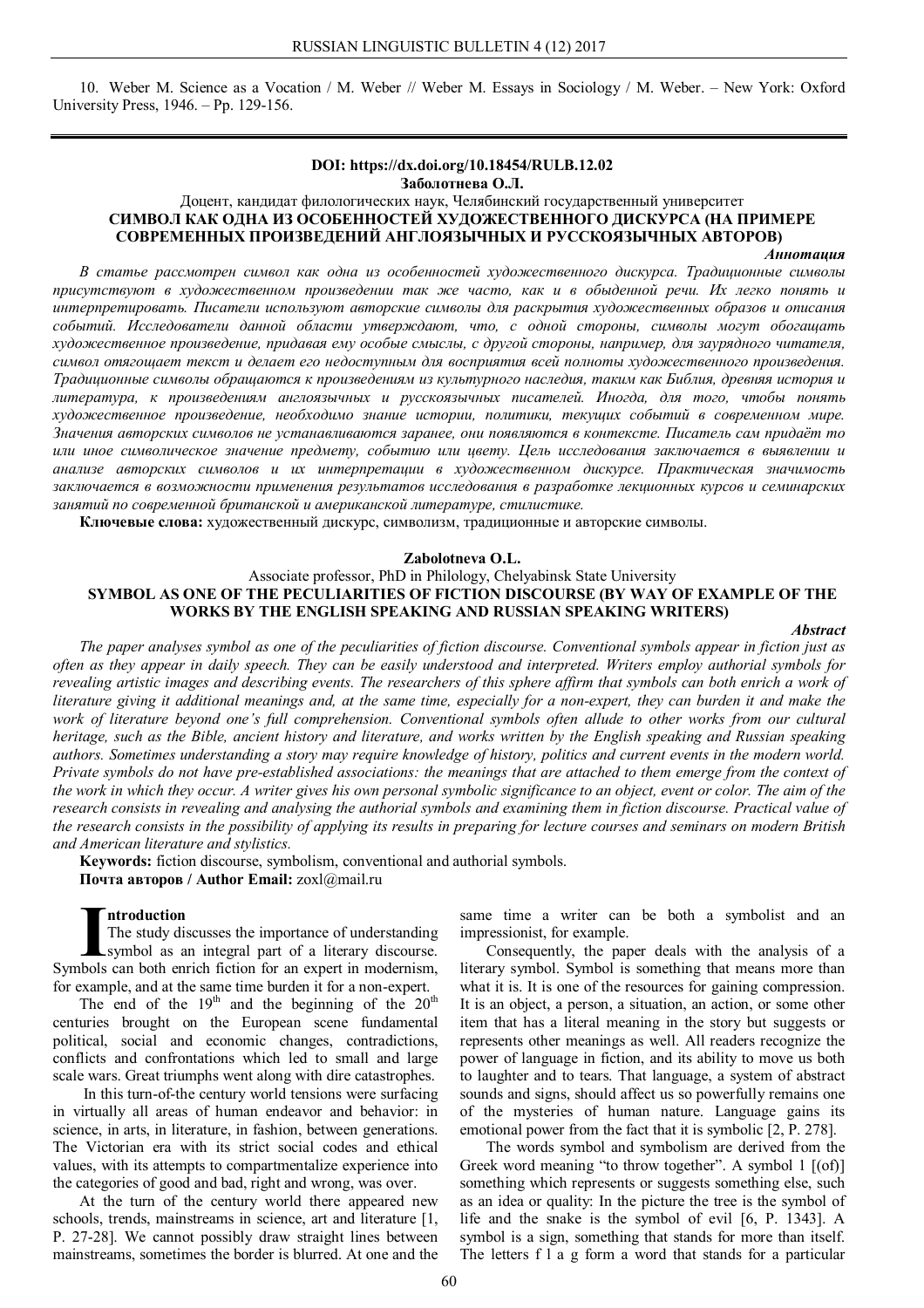10. Weber M. Science as a Vocation / M. Weber // Weber M. Essays in Sociology / M. Weber. – New York: Oxford University Press, 1946. – Pp. 129-156.

---

**DOI: https://dx.doi.org/10.18454/RULB.12.02**

**Заболотнева О.Л.**

Доцент, кандидат филологических наук, Челябинский государственный университет

## СИМВОЛ КАК ОДНА ИЗ ОСОБЕННОСТЕЙ ХУДОЖЕСТВЕННОГО ДИСКУРСА (НА ПРИМЕРЕ СОВРЕМЕННЫХ ПРОИЗВЕДЕНИЙ АНГЛОЯЗЫЧНЫХ И РУССКОЯЗЫЧНЫХ АВТОРОВ)

***Аннотация***

*В статье рассмотрен символ как одна из особенностей художественного дискурса. Традиционные символы присутствуют в художественном произведении так же часто, как и в обыденной речи. Их легко понять и интерпретировать. Писатели используют авторские символы для раскрытия художественных образов и описания событий. Исследователи данной области утверждают, что, с одной стороны, символы могут обогащать художественное произведение, придавая ему особые смыслы, с другой стороны, например, для заурядного читателя, символ отягощает текст и делает его недоступным для восприятия всей полноты художественного произведения. Традиционные символы обращаются к произведениям из культурного наследия, таким как Библия, древняя история и литература, к произведениям англоязычных и русскоязычных писателей. Иногда, для того, чтобы понять художественное произведение, необходимо знание истории, политики, текущих событий в современном мире. Значения авторских символов не устанавливаются заранее, они появляются в контексте. Писатель сам придаёт то или иное символическое значение предмету, событию или цвету. Цель исследования заключается в выявлении и анализе авторских символов и их интерпретации в художественном дискурсе. Практическая значимость заключается в возможности применения результатов исследования в разработке лекционных курсов и семинарских занятий по современной британской и американской литературе, стилистике.*

**Ключевые слова:** художественный дискурс, символизм, традиционные и авторские символы.

**Zabolotneva O.L.**

Associate professor, PhD in Philology, Chelyabinsk State University

## SYMBOL AS ONE OF THE PECULIARITIES OF FICTION DISCOURSE (BY WAY OF EXAMPLE OF THE WORKS BY THE ENGLISH SPEAKING AND RUSSIAN SPEAKING WRITERS)

***Abstract***

*The paper analyses symbol as one of the peculiarities of fiction discourse. Conventional symbols appear in fiction just as often as they appear in daily speech. They can be easily understood and interpreted. Writers employ authorial symbols for revealing artistic images and describing events. The researchers of this sphere affirm that symbols can both enrich a work of literature giving it additional meanings and, at the same time, especially for a non-expert, they can burden it and make the work of literature beyond one's full comprehension. Conventional symbols often allude to other works from our cultural heritage, such as the Bible, ancient history and literature, and works written by the English speaking and Russian speaking authors. Sometimes understanding a story may require knowledge of history, politics and current events in the modern world. Private symbols do not have pre-established associations: the meanings that are attached to them emerge from the context of the work in which they occur. A writer gives his own personal symbolic significance to an object, event or color. The aim of the research consists in revealing and analysing the authorial symbols and examining them in fiction discourse. Practical value of the research consists in the possibility of applying its results in preparing for lecture courses and seminars on modern British and American literature and stylistics.*

**Keywords:** fiction discourse, symbolism, conventional and authorial symbols.

**Почта авторов / Author Email:** zoxl@mail.ru

**Introduction**

The study discusses the importance of understanding symbol as an integral part of a literary discourse. Symbols can both enrich fiction for an expert in modernism, for example, and at the same time burden it for a non-expert.

The end of the 19th and the beginning of the 20th centuries brought on the European scene fundamental political, social and economic changes, contradictions, conflicts and confrontations which led to small and large scale wars. Great triumphs went along with dire catastrophes.

In this turn-of-the-century world tensions were surfacing in virtually all areas of human endeavor and behavior: in science, in arts, in literature, in fashion, between generations. The Victorian era with its strict social codes and ethical values, with its attempts to compartmentalize experience into the categories of good and bad, right and wrong, was over.

At the turn of the century world there appeared new schools, trends, mainstreams in science, art and literature [1, P. 27-28]. We cannot possibly draw straight lines between mainstreams, sometimes the border is blurred. At one and the same time a writer can be both a symbolist and an impressionist, for example.

Consequently, the paper deals with the analysis of a literary symbol. Symbol is something that means more than what it is. It is one of the resources for gaining compression. It is an object, a person, a situation, an action, or some other item that has a literal meaning in the story but suggests or represents other meanings as well. All readers recognize the power of language in fiction, and its ability to move us both to laughter and to tears. That language, a system of abstract sounds and signs, should affect us so powerfully remains one of the mysteries of human nature. Language gains its emotional power from the fact that it is symbolic [2, P. 278].

The words symbol and symbolism are derived from the Greek word meaning "to throw together". A symbol 1 [(of)] something which represents or suggests something else, such as an idea or quality: In the picture the tree is the symbol of life and the snake is the symbol of evil [6, P. 1343]. A symbol is a sign, something that stands for more than itself. The letters f l a g form a word that stands for a particular